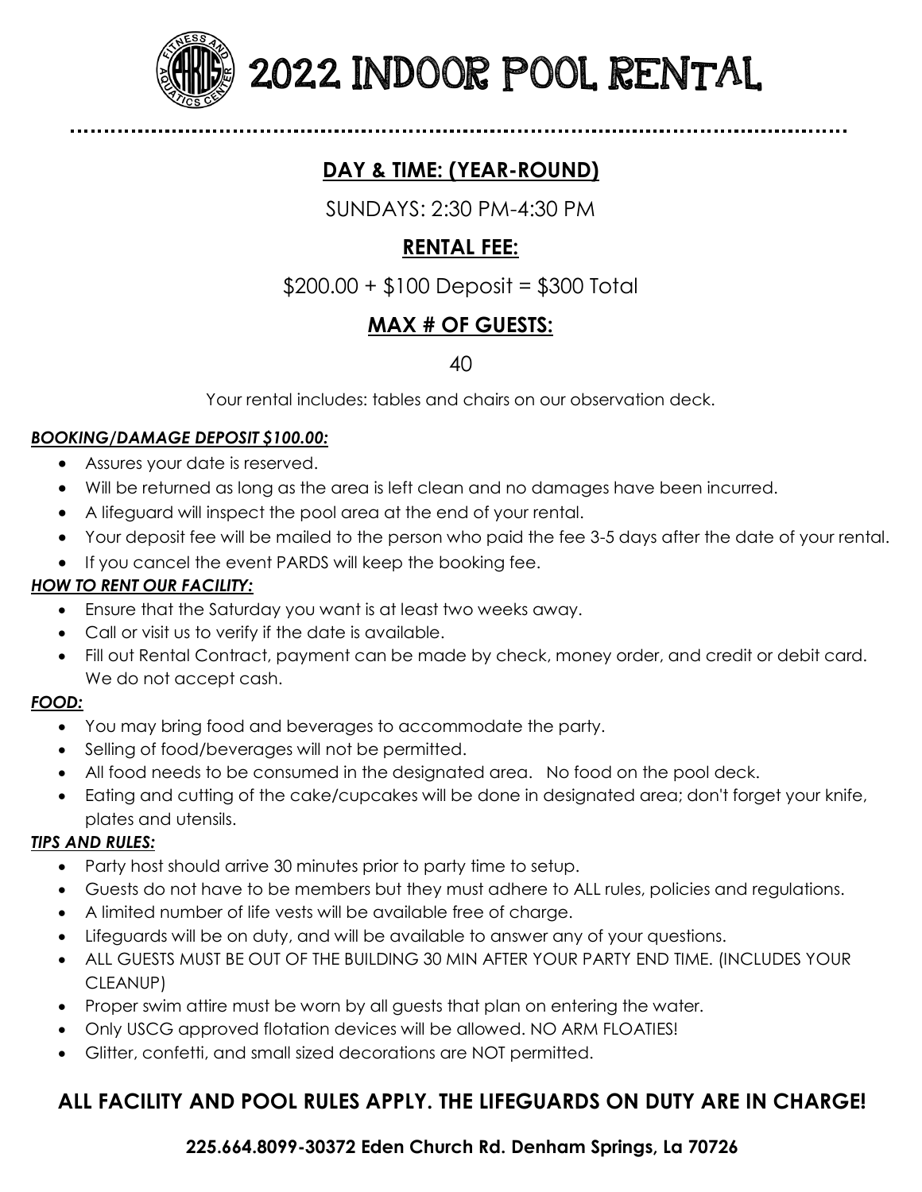# 2022 INDOOR POOL RENTAL

## DAY & TIME: (YEAR-ROUND)

SUNDAYS: 2:30 PM-4:30 PM

## RENTAL FEE:

$200.00 + $100 Deposit = $300 Total

## MAX # OF GUESTS:

40

Your rental includes: tables and chairs on our observation deck.

***BOOKING/DAMAGE DEPOSIT $100.00:***

- Assures your date is reserved.
- Will be returned as long as the area is left clean and no damages have been incurred.
- A lifeguard will inspect the pool area at the end of your rental.
- Your deposit fee will be mailed to the person who paid the fee 3-5 days after the date of your rental.
- If you cancel the event PARDS will keep the booking fee.

***HOW TO RENT OUR FACILITY:***

- Ensure that the Saturday you want is at least two weeks away.
- Call or visit us to verify if the date is available.
- Fill out Rental Contract, payment can be made by check, money order, and credit or debit card. We do not accept cash.

***FOOD:***

- You may bring food and beverages to accommodate the party.
- Selling of food/beverages will not be permitted.
- All food needs to be consumed in the designated area. No food on the pool deck.
- Eating and cutting of the cake/cupcakes will be done in designated area; don't forget your knife, plates and utensils.

***TIPS AND RULES:***

- Party host should arrive 30 minutes prior to party time to setup.
- Guests do not have to be members but they must adhere to ALL rules, policies and regulations.
- A limited number of life vests will be available free of charge.
- Lifeguards will be on duty, and will be available to answer any of your questions.
- ALL GUESTS MUST BE OUT OF THE BUILDING 30 MIN AFTER YOUR PARTY END TIME. (INCLUDES YOUR CLEANUP)
- Proper swim attire must be worn by all guests that plan on entering the water.
- Only USCG approved flotation devices will be allowed. NO ARM FLOATIES!
- Glitter, confetti, and small sized decorations are NOT permitted.

## ALL FACILITY AND POOL RULES APPLY. THE LIFEGUARDS ON DUTY ARE IN CHARGE!

**225.664.8099-30372 Eden Church Rd. Denham Springs, La 70726**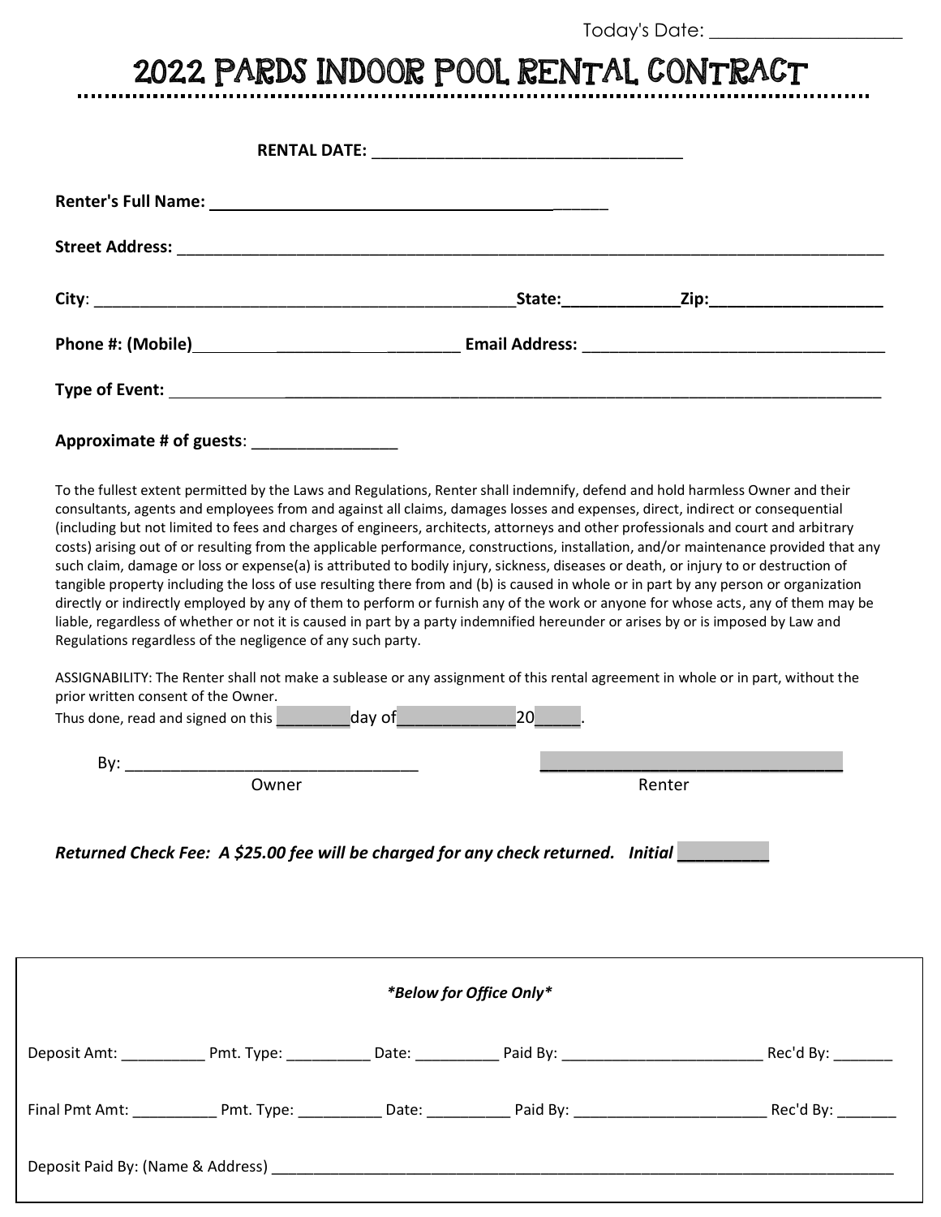Today's Date: ____________________

# 2022 PARDS INDOOR POOL RENTAL CONTRACT

**RENTAL DATE:** ___________________________________

**Renter's Full Name:** ___________________________________________

**Street Address:** ________________________________________________________________________________

**City**: _______________________________________________**State:**____________**Zip:**__________________

**Phone #: (Mobile)**_____________________________ **Email Address:** _________________________________

**Type of Event:** ________________________________________________________________________________

**Approximate # of guests**: _______________

To the fullest extent permitted by the Laws and Regulations, Renter shall indemnify, defend and hold harmless Owner and their consultants, agents and employees from and against all claims, damages losses and expenses, direct, indirect or consequential (including but not limited to fees and charges of engineers, architects, attorneys and other professionals and court and arbitrary costs) arising out of or resulting from the applicable performance, constructions, installation, and/or maintenance provided that any such claim, damage or loss or expense(a) is attributed to bodily injury, sickness, diseases or death, or injury to or destruction of tangible property including the loss of use resulting there from and (b) is caused in whole or in part by any person or organization directly or indirectly employed by any of them to perform or furnish any of the work or anyone for whose acts, any of them may be liable, regardless of whether or not it is caused in part by a party indemnified hereunder or arises by or is imposed by Law and Regulations regardless of the negligence of any such party.

ASSIGNABILITY: The Renter shall not make a sublease or any assignment of this rental agreement in whole or in part, without the prior written consent of the Owner.

Thus done, read and signed on this ________day of_____________20_____.

By: _________________________________ Owner

_________________________________ Renter

***Returned Check Fee: A $25.00 fee will be charged for any check returned. Initial __________***

***Below for Office Only***

Deposit Amt: __________ Pmt. Type: __________ Date: __________ Paid By: ________________________ Rec'd By: _______

Final Pmt Amt: __________ Pmt. Type: __________ Date: __________ Paid By: ________________________ Rec'd By: _______

Deposit Paid By: (Name & Address) ____________________________________________________________________________